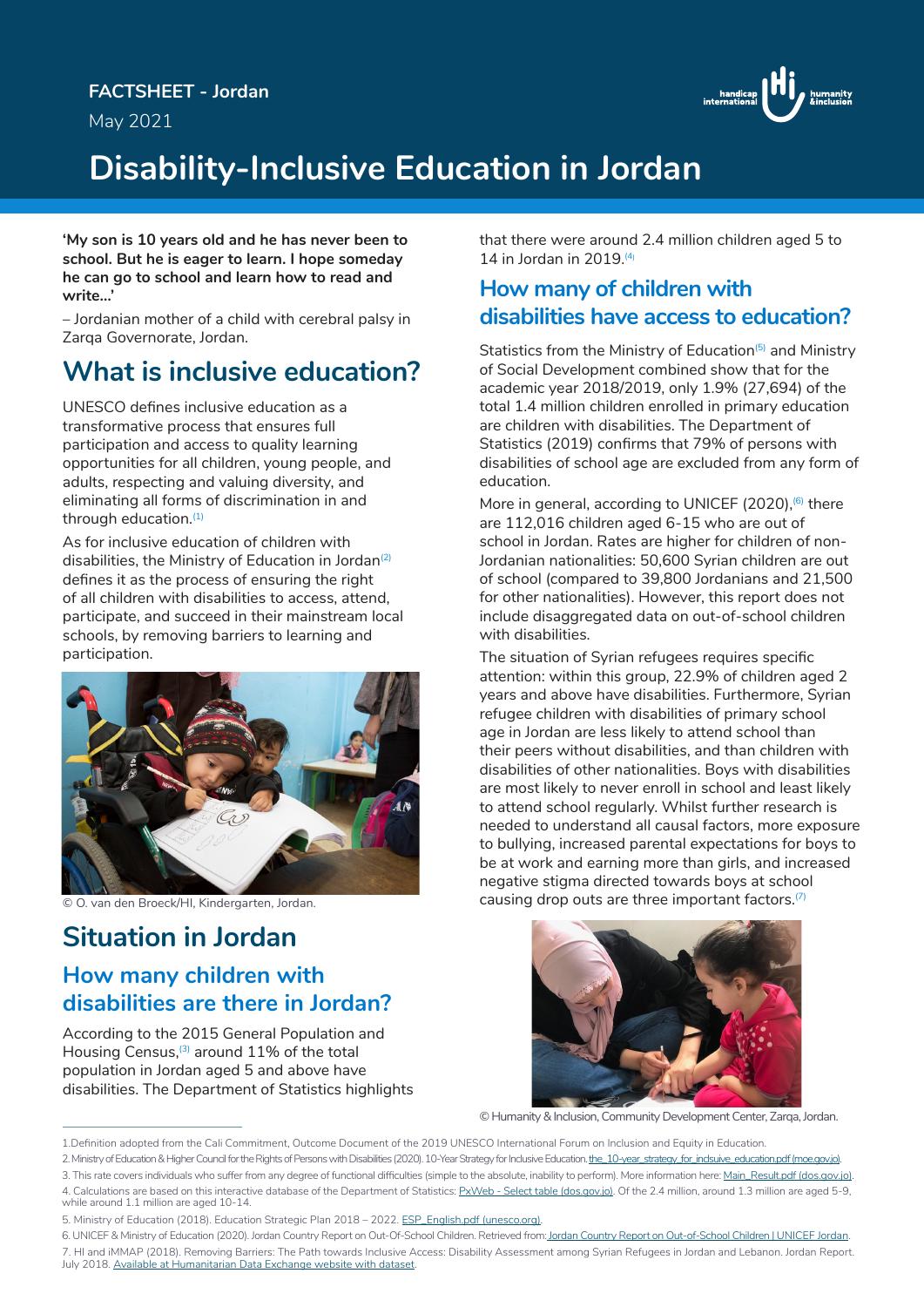FACTSHEET - Jordan

May 2021

# Disability-Inclusive Education in Jordan

**'My son is 10 years old and he has never been to school. But he is eager to learn. I hope someday he can go to school and learn how to read and write…'**

– Jordanian mother of a child with cerebral palsy in Zarqa Governorate, Jordan.

## What is inclusive education?

UNESCO defines inclusive education as a transformative process that ensures full participation and access to quality learning opportunities for all children, young people, and adults, respecting and valuing diversity, and eliminating all forms of discrimination in and through education.[1]

As for inclusive education of children with disabilities, the Ministry of Education in Jordan[2] defines it as the process of ensuring the right of all children with disabilities to access, attend, participate, and succeed in their mainstream local schools, by removing barriers to learning and participation.

© O. van den Broeck/HI, Kindergarten, Jordan.

## Situation in Jordan

### How many children with disabilities are there in Jordan?

According to the 2015 General Population and Housing Census,[3] around 11% of the total population in Jordan aged 5 and above have disabilities. The Department of Statistics highlights that there were around 2.4 million children aged 5 to 14 in Jordan in 2019.[4]

### How many of children with disabilities have access to education?

Statistics from the Ministry of Education[5] and Ministry of Social Development combined show that for the academic year 2018/2019, only 1.9% (27,694) of the total 1.4 million children enrolled in primary education are children with disabilities. The Department of Statistics (2019) confirms that 79% of persons with disabilities of school age are excluded from any form of education.

More in general, according to UNICEF (2020),[6] there are 112,016 children aged 6-15 who are out of school in Jordan. Rates are higher for children of non-Jordanian nationalities: 50,600 Syrian children are out of school (compared to 39,800 Jordanians and 21,500 for other nationalities). However, this report does not include disaggregated data on out-of-school children with disabilities.

The situation of Syrian refugees requires specific attention: within this group, 22.9% of children aged 2 years and above have disabilities. Furthermore, Syrian refugee children with disabilities of primary school age in Jordan are less likely to attend school than their peers without disabilities, and than children with disabilities of other nationalities. Boys with disabilities are most likely to never enroll in school and least likely to attend school regularly. Whilst further research is needed to understand all causal factors, more exposure to bullying, increased parental expectations for boys to be at work and earning more than girls, and increased negative stigma directed towards boys at school causing drop outs are three important factors.[7]

© Humanity & Inclusion, Community Development Center, Zarqa, Jordan.

---

1. Definition adopted from the Cali Commitment, Outcome Document of the 2019 UNESCO International Forum on Inclusion and Equity in Education.
2. Ministry of Education & Higher Council for the Rights of Persons with Disabilities (2020). 10-Year Strategy for Inclusive Education. the_10-year_strategy_for_indsuive_education.pdf (moe.gov.jo).
3. This rate covers individuals who suffer from any degree of functional difficulties (simple to the absolute, inability to perform). More information here: Main_Result.pdf (dos.gov.jo).
4. Calculations are based on this interactive database of the Department of Statistics: PxWeb - Select table (dos.gov.jo). Of the 2.4 million, around 1.3 million are aged 5-9, while around 1.1 million are aged 10-14.
5. Ministry of Education (2018). Education Strategic Plan 2018 – 2022. ESP_English.pdf (unesco.org).
6. UNICEF & Ministry of Education (2020). Jordan Country Report on Out-Of-School Children. Retrieved from: Jordan Country Report on Out-of-School Children | UNICEF Jordan.
7. HI and iMMAP (2018). Removing Barriers: The Path towards Inclusive Access: Disability Assessment among Syrian Refugees in Jordan and Lebanon. Jordan Report. July 2018. Available at Humanitarian Data Exchange website with dataset.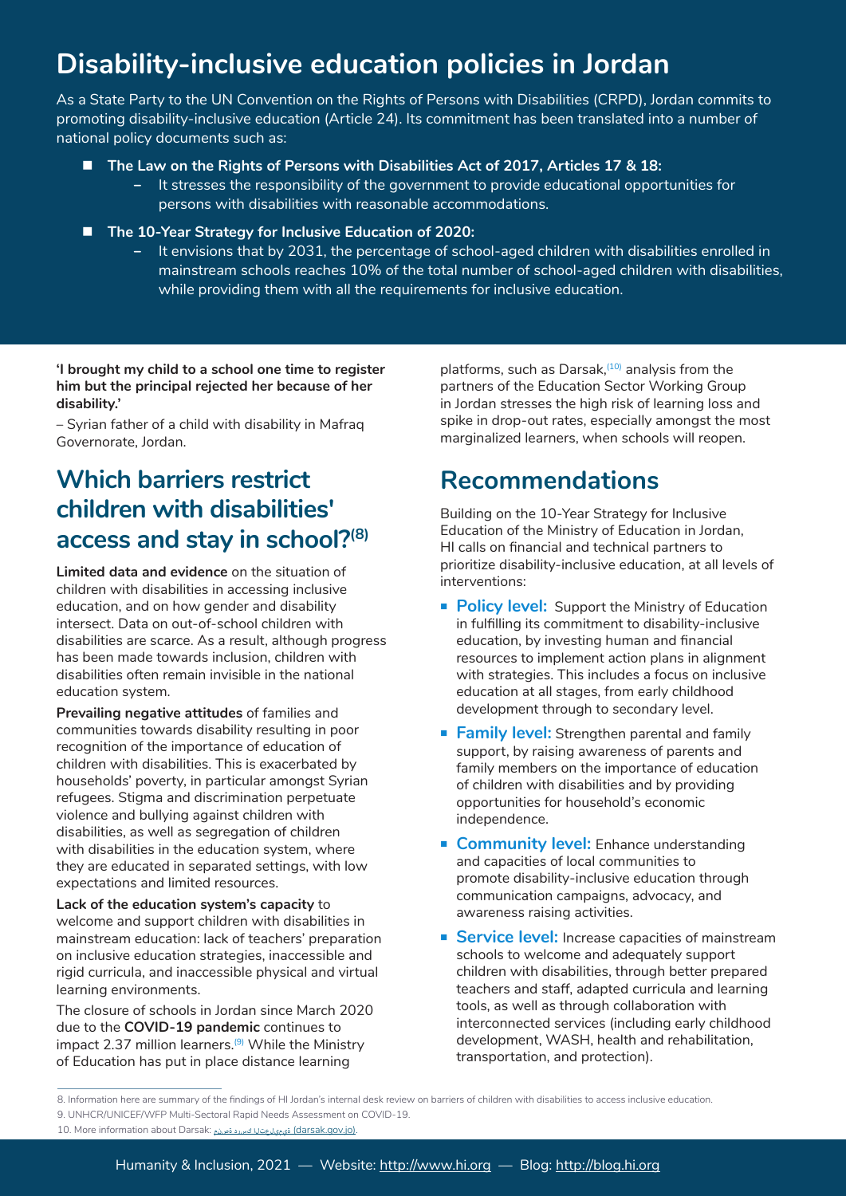# Disability-inclusive education policies in Jordan

As a State Party to the UN Convention on the Rights of Persons with Disabilities (CRPD), Jordan commits to promoting disability-inclusive education (Article 24). Its commitment has been translated into a number of national policy documents such as:

- **The Law on the Rights of Persons with Disabilities Act of 2017, Articles 17 & 18:**
  - It stresses the responsibility of the government to provide educational opportunities for persons with disabilities with reasonable accommodations.
- **The 10-Year Strategy for Inclusive Education of 2020:**
  - It envisions that by 2031, the percentage of school-aged children with disabilities enrolled in mainstream schools reaches 10% of the total number of school-aged children with disabilities, while providing them with all the requirements for inclusive education.

**'I brought my child to a school one time to register him but the principal rejected her because of her disability.'**

– Syrian father of a child with disability in Mafraq Governorate, Jordan.

## Which barriers restrict children with disabilities' access and stay in school?[8]

**Limited data and evidence** on the situation of children with disabilities in accessing inclusive education, and on how gender and disability intersect. Data on out-of-school children with disabilities are scarce. As a result, although progress has been made towards inclusion, children with disabilities often remain invisible in the national education system.

**Prevailing negative attitudes** of families and communities towards disability resulting in poor recognition of the importance of education of children with disabilities. This is exacerbated by households' poverty, in particular amongst Syrian refugees. Stigma and discrimination perpetuate violence and bullying against children with disabilities, as well as segregation of children with disabilities in the education system, where they are educated in separated settings, with low expectations and limited resources.

**Lack of the education system's capacity** to welcome and support children with disabilities in mainstream education: lack of teachers' preparation on inclusive education strategies, inaccessible and rigid curricula, and inaccessible physical and virtual learning environments.

The closure of schools in Jordan since March 2020 due to the **COVID-19 pandemic** continues to impact 2.37 million learners.[9] While the Ministry of Education has put in place distance learning platforms, such as Darsak,[10] analysis from the partners of the Education Sector Working Group in Jordan stresses the high risk of learning loss and spike in drop-out rates, especially amongst the most marginalized learners, when schools will reopen.

## Recommendations

Building on the 10-Year Strategy for Inclusive Education of the Ministry of Education in Jordan, HI calls on financial and technical partners to prioritize disability-inclusive education, at all levels of interventions:

- **Policy level:** Support the Ministry of Education in fulfilling its commitment to disability-inclusive education, by investing human and financial resources to implement action plans in alignment with strategies. This includes a focus on inclusive education at all stages, from early childhood development through to secondary level.
- **Family level:** Strengthen parental and family support, by raising awareness of parents and family members on the importance of education of children with disabilities and by providing opportunities for household's economic independence.
- **Community level:** Enhance understanding and capacities of local communities to promote disability-inclusive education through communication campaigns, advocacy, and awareness raising activities.
- **Service level:** Increase capacities of mainstream schools to welcome and adequately support children with disabilities, through better prepared teachers and staff, adapted curricula and learning tools, as well as through collaboration with interconnected services (including early childhood development, WASH, health and rehabilitation, transportation, and protection).

8. Information here are summary of the findings of HI Jordan's internal desk review on barriers of children with disabilities to access inclusive education.
9. UNHCR/UNICEF/WFP Multi-Sectoral Rapid Needs Assessment on COVID-19.
10. More information about Darsak: منصة درسك التعليمية (darsak.gov.jo).

Humanity & Inclusion, 2021 — Website: http://www.hi.org — Blog: http://blog.hi.org